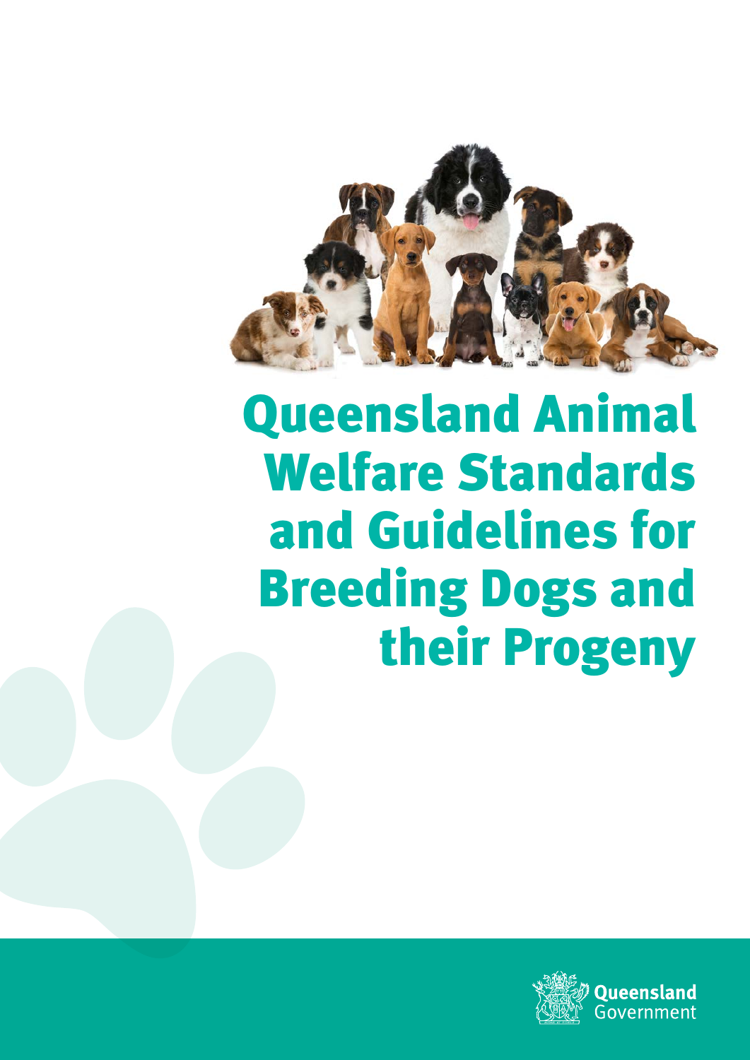# Queensland Animal Welfare Standards and Guidelines for Breeding Dogs and their Progeny

Queensland Government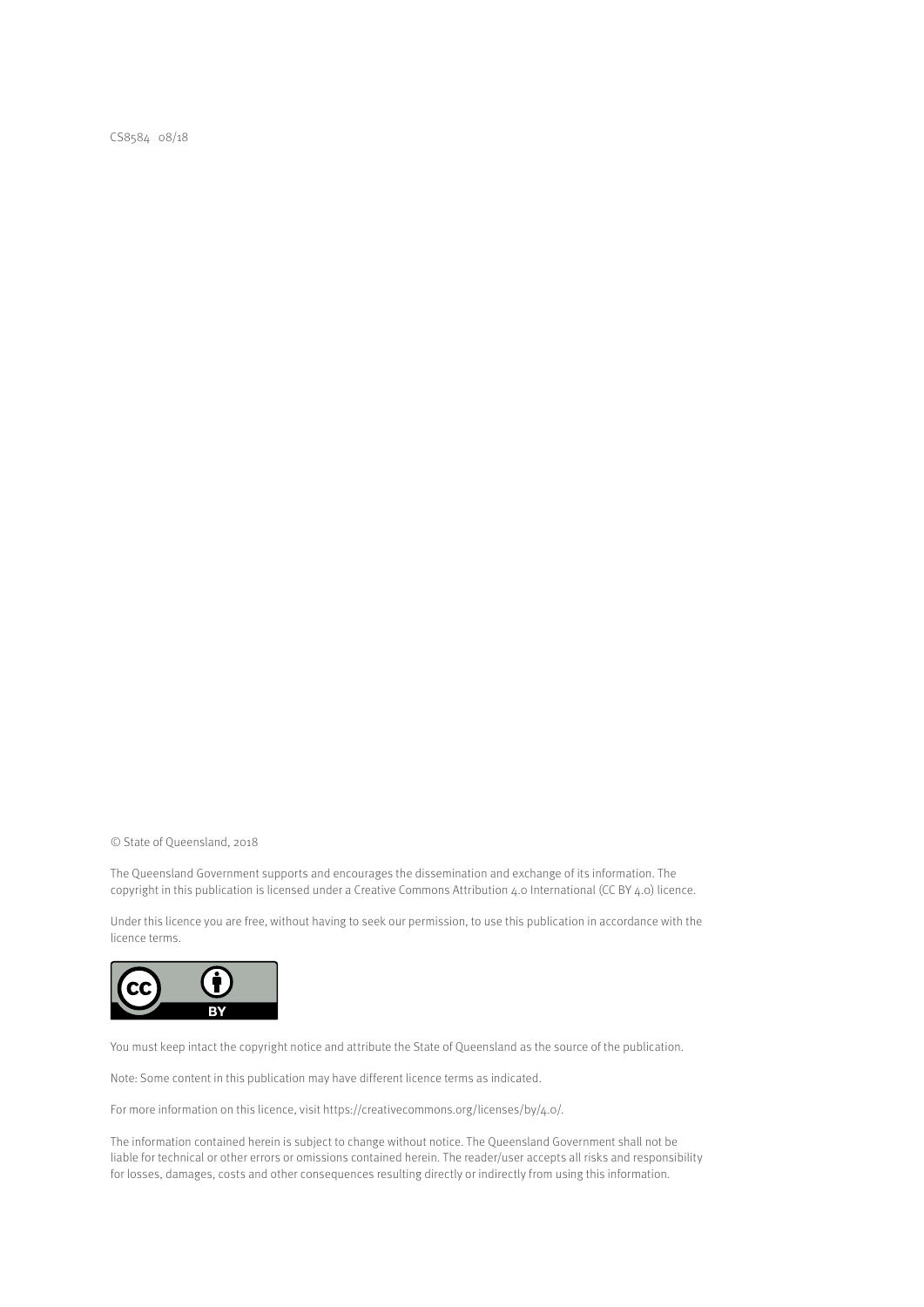CS8584 08/18

© State of Queensland, 2018

The Queensland Government supports and encourages the dissemination and exchange of its information. The copyright in this publication is licensed under a Creative Commons Attribution 4.0 International (CC BY 4.0) licence.

Under this licence you are free, without having to seek our permission, to use this publication in accordance with the licence terms.

You must keep intact the copyright notice and attribute the State of Queensland as the source of the publication.

Note: Some content in this publication may have different licence terms as indicated.

For more information on this licence, visit https://creativecommons.org/licenses/by/4.0/.

The information contained herein is subject to change without notice. The Queensland Government shall not be liable for technical or other errors or omissions contained herein. The reader/user accepts all risks and responsibility for losses, damages, costs and other consequences resulting directly or indirectly from using this information.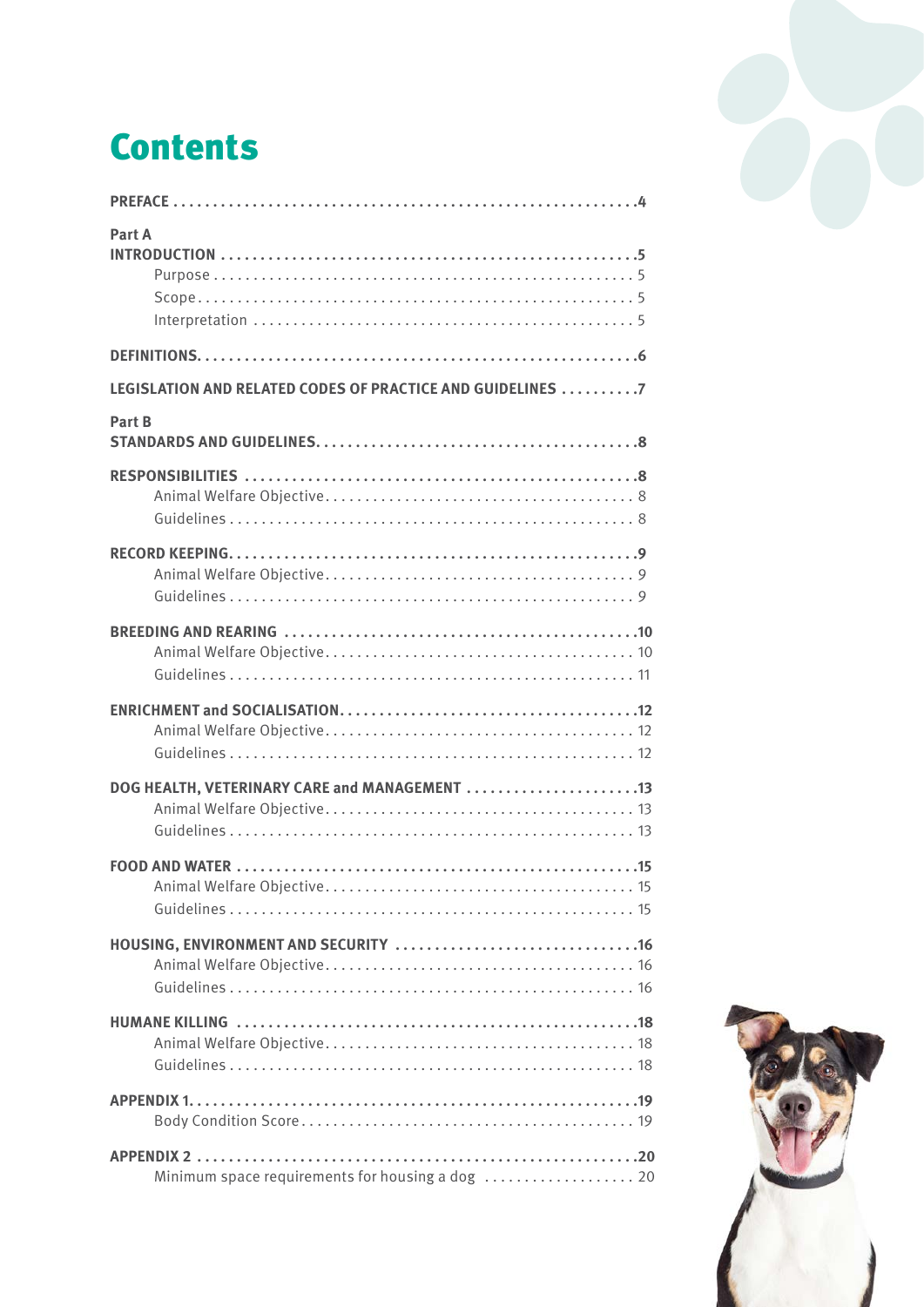# Contents

**PREFACE** .... 4

**Part A**

**INTRODUCTION** .... 5

- Purpose .... 5
- Scope .... 5
- Interpretation .... 5

**DEFINITIONS** .... 6

**LEGISLATION AND RELATED CODES OF PRACTICE AND GUIDELINES** .... 7

**Part B**

**STANDARDS AND GUIDELINES** .... 8

**RESPONSIBILITIES** .... 8

- Animal Welfare Objective .... 8
- Guidelines .... 8

**RECORD KEEPING** .... 9

- Animal Welfare Objective .... 9
- Guidelines .... 9

**BREEDING AND REARING** .... 10

- Animal Welfare Objective .... 10
- Guidelines .... 11

**ENRICHMENT and SOCIALISATION** .... 12

- Animal Welfare Objective .... 12
- Guidelines .... 12

**DOG HEALTH, VETERINARY CARE and MANAGEMENT** .... 13

- Animal Welfare Objective .... 13
- Guidelines .... 13

**FOOD AND WATER** .... 15

- Animal Welfare Objective .... 15
- Guidelines .... 15

**HOUSING, ENVIRONMENT AND SECURITY** .... 16

- Animal Welfare Objective .... 16
- Guidelines .... 16

**HUMANE KILLING** .... 18

- Animal Welfare Objective .... 18
- Guidelines .... 18

**APPENDIX 1** .... 19

- Body Condition Score .... 19

**APPENDIX 2** .... 20

- Minimum space requirements for housing a dog .... 20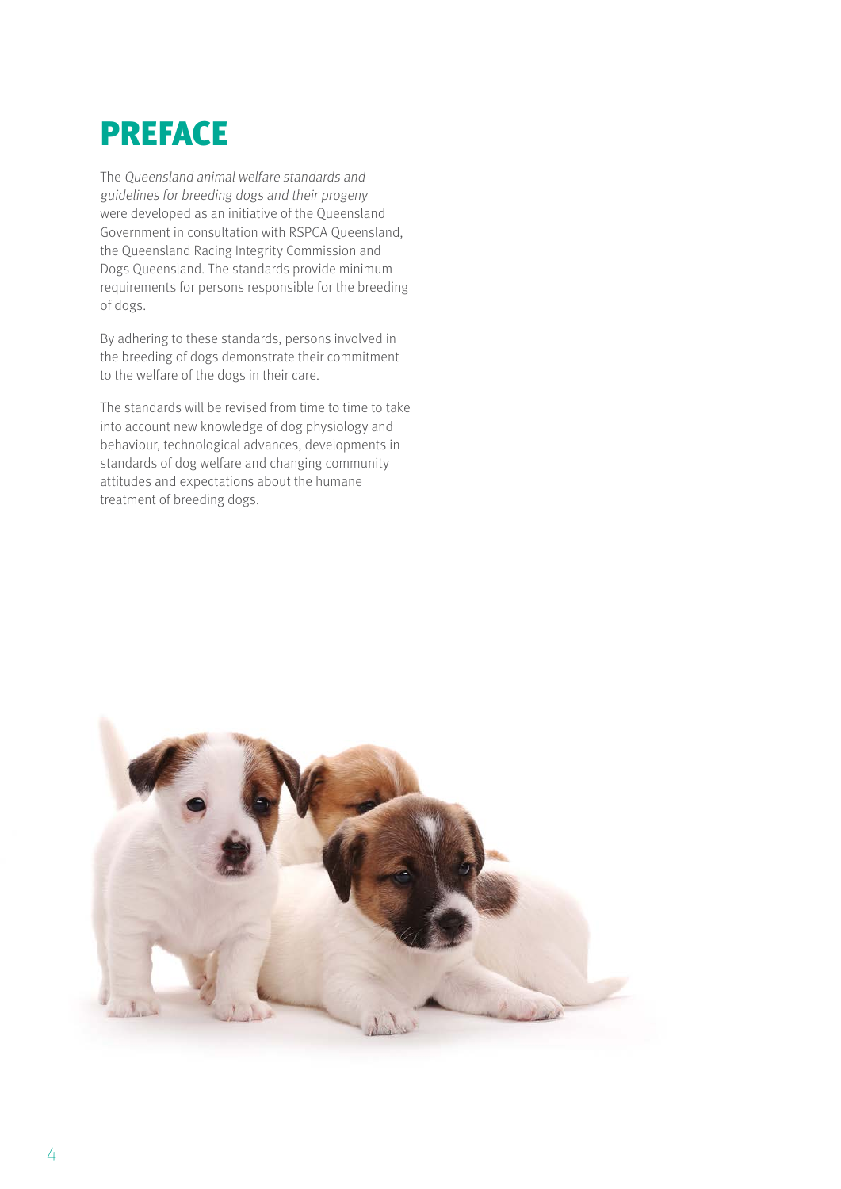# PREFACE

The *Queensland animal welfare standards and guidelines for breeding dogs and their progeny* were developed as an initiative of the Queensland Government in consultation with RSPCA Queensland, the Queensland Racing Integrity Commission and Dogs Queensland. The standards provide minimum requirements for persons responsible for the breeding of dogs.

By adhering to these standards, persons involved in the breeding of dogs demonstrate their commitment to the welfare of the dogs in their care.

The standards will be revised from time to time to take into account new knowledge of dog physiology and behaviour, technological advances, developments in standards of dog welfare and changing community attitudes and expectations about the humane treatment of breeding dogs.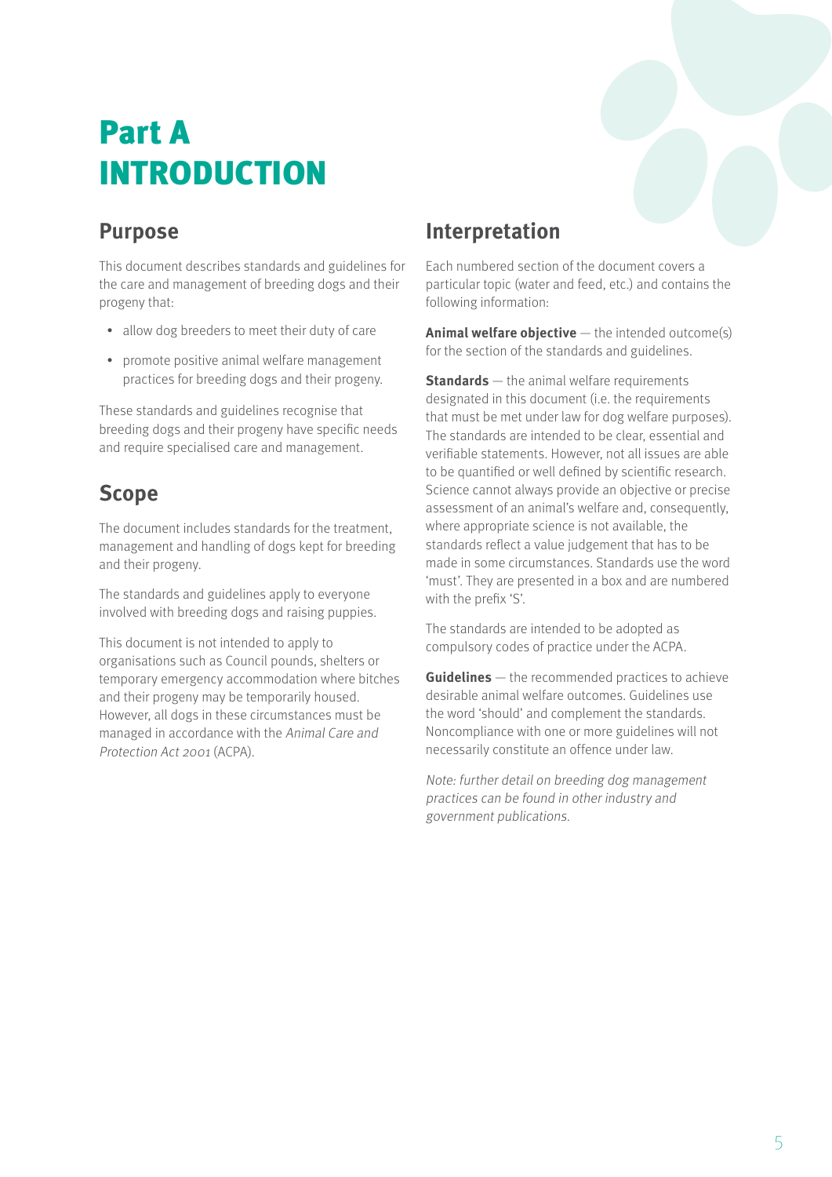# Part A INTRODUCTION

## Purpose

This document describes standards and guidelines for the care and management of breeding dogs and their progeny that:

- allow dog breeders to meet their duty of care
- promote positive animal welfare management practices for breeding dogs and their progeny.

These standards and guidelines recognise that breeding dogs and their progeny have specific needs and require specialised care and management.

## Scope

The document includes standards for the treatment, management and handling of dogs kept for breeding and their progeny.

The standards and guidelines apply to everyone involved with breeding dogs and raising puppies.

This document is not intended to apply to organisations such as Council pounds, shelters or temporary emergency accommodation where bitches and their progeny may be temporarily housed. However, all dogs in these circumstances must be managed in accordance with the *Animal Care and Protection Act 2001* (ACPA).

## Interpretation

Each numbered section of the document covers a particular topic (water and feed, etc.) and contains the following information:

**Animal welfare objective** — the intended outcome(s) for the section of the standards and guidelines.

**Standards** — the animal welfare requirements designated in this document (i.e. the requirements that must be met under law for dog welfare purposes). The standards are intended to be clear, essential and verifiable statements. However, not all issues are able to be quantified or well defined by scientific research. Science cannot always provide an objective or precise assessment of an animal's welfare and, consequently, where appropriate science is not available, the standards reflect a value judgement that has to be made in some circumstances. Standards use the word 'must'. They are presented in a box and are numbered with the prefix 'S'.

The standards are intended to be adopted as compulsory codes of practice under the ACPA.

**Guidelines** — the recommended practices to achieve desirable animal welfare outcomes. Guidelines use the word 'should' and complement the standards. Noncompliance with one or more guidelines will not necessarily constitute an offence under law.

*Note: further detail on breeding dog management practices can be found in other industry and government publications.*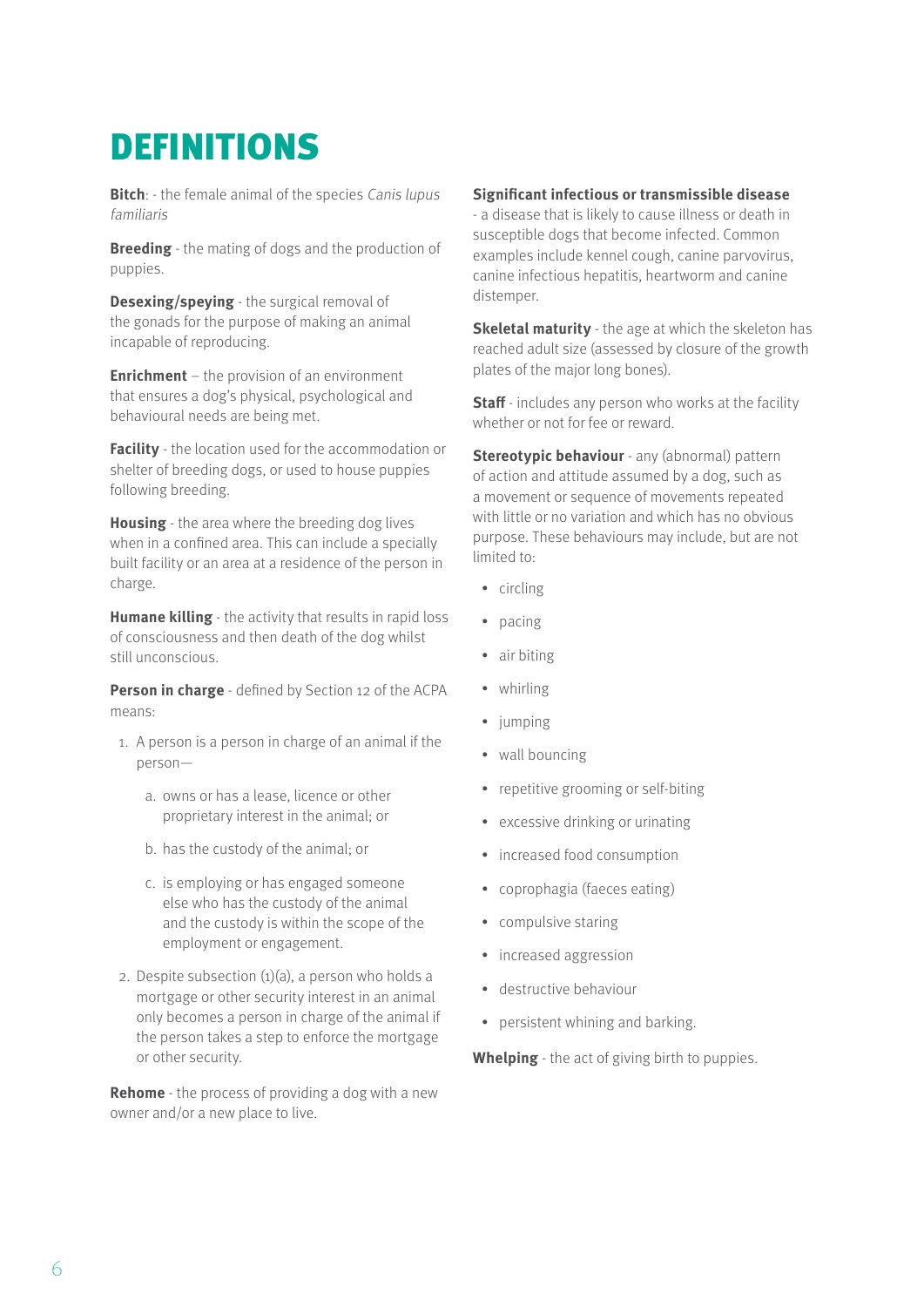# DEFINITIONS

**Bitch**: - the female animal of the species *Canis lupus familiaris*

**Breeding** - the mating of dogs and the production of puppies.

**Desexing/speying** - the surgical removal of the gonads for the purpose of making an animal incapable of reproducing.

**Enrichment** – the provision of an environment that ensures a dog's physical, psychological and behavioural needs are being met.

**Facility** - the location used for the accommodation or shelter of breeding dogs, or used to house puppies following breeding.

**Housing** - the area where the breeding dog lives when in a confined area. This can include a specially built facility or an area at a residence of the person in charge.

**Humane killing** - the activity that results in rapid loss of consciousness and then death of the dog whilst still unconscious.

**Person in charge** - defined by Section 12 of the ACPA means:

1. A person is a person in charge of an animal if the person—
   a. owns or has a lease, licence or other proprietary interest in the animal; or
   b. has the custody of the animal; or
   c. is employing or has engaged someone else who has the custody of the animal and the custody is within the scope of the employment or engagement.
2. Despite subsection (1)(a), a person who holds a mortgage or other security interest in an animal only becomes a person in charge of the animal if the person takes a step to enforce the mortgage or other security.

**Rehome** - the process of providing a dog with a new owner and/or a new place to live.

**Significant infectious or transmissible disease** - a disease that is likely to cause illness or death in susceptible dogs that become infected. Common examples include kennel cough, canine parvovirus, canine infectious hepatitis, heartworm and canine distemper.

**Skeletal maturity** - the age at which the skeleton has reached adult size (assessed by closure of the growth plates of the major long bones).

**Staff** - includes any person who works at the facility whether or not for fee or reward.

**Stereotypic behaviour** - any (abnormal) pattern of action and attitude assumed by a dog, such as a movement or sequence of movements repeated with little or no variation and which has no obvious purpose. These behaviours may include, but are not limited to:

- circling
- pacing
- air biting
- whirling
- jumping
- wall bouncing
- repetitive grooming or self-biting
- excessive drinking or urinating
- increased food consumption
- coprophagia (faeces eating)
- compulsive staring
- increased aggression
- destructive behaviour
- persistent whining and barking.

**Whelping** - the act of giving birth to puppies.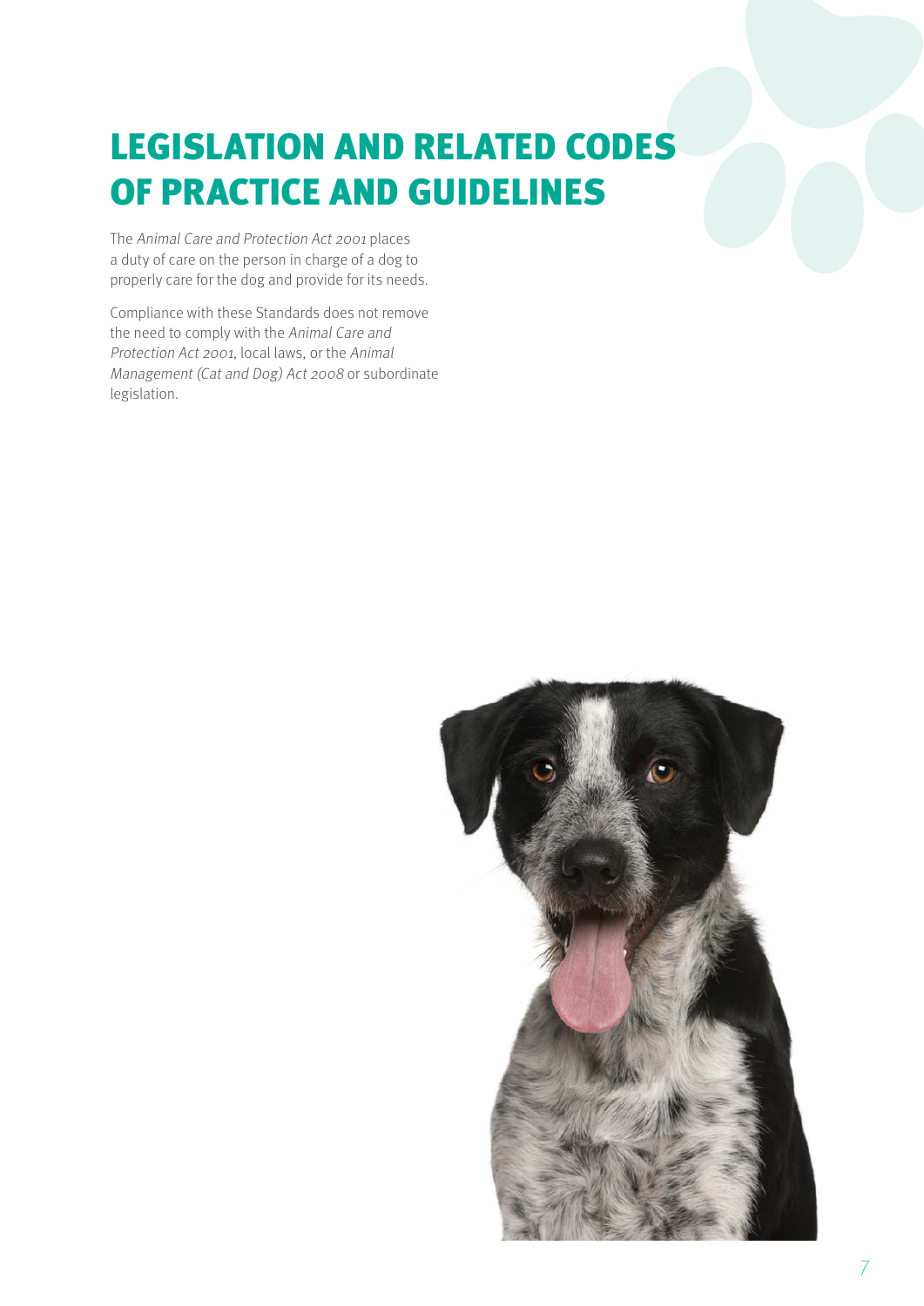# LEGISLATION AND RELATED CODES OF PRACTICE AND GUIDELINES

The *Animal Care and Protection Act 2001* places a duty of care on the person in charge of a dog to properly care for the dog and provide for its needs.

Compliance with these Standards does not remove the need to comply with the *Animal Care and Protection Act 2001*, local laws, or the *Animal Management (Cat and Dog) Act 2008* or subordinate legislation.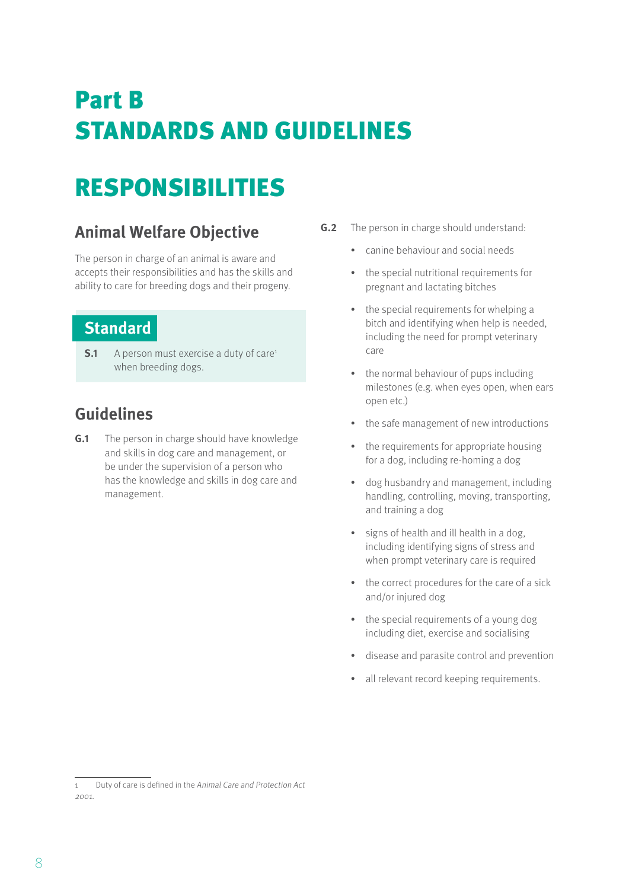# Part B
# STANDARDS AND GUIDELINES

# RESPONSIBILITIES

## Animal Welfare Objective

The person in charge of an animal is aware and accepts their responsibilities and has the skills and ability to care for breeding dogs and their progeny.

### Standard

**S.1** A person must exercise a duty of care[1] when breeding dogs.

## Guidelines

**G.1** The person in charge should have knowledge and skills in dog care and management, or be under the supervision of a person who has the knowledge and skills in dog care and management.

**G.2** The person in charge should understand:

- canine behaviour and social needs
- the special nutritional requirements for pregnant and lactating bitches
- the special requirements for whelping a bitch and identifying when help is needed, including the need for prompt veterinary care
- the normal behaviour of pups including milestones (e.g. when eyes open, when ears open etc.)
- the safe management of new introductions
- the requirements for appropriate housing for a dog, including re-homing a dog
- dog husbandry and management, including handling, controlling, moving, transporting, and training a dog
- signs of health and ill health in a dog, including identifying signs of stress and when prompt veterinary care is required
- the correct procedures for the care of a sick and/or injured dog
- the special requirements of a young dog including diet, exercise and socialising
- disease and parasite control and prevention
- all relevant record keeping requirements.

---

1 Duty of care is defined in the *Animal Care and Protection Act 2001.*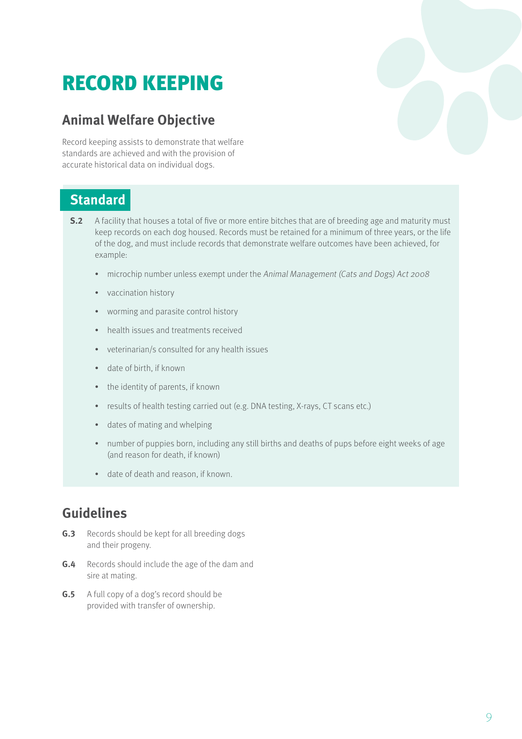# RECORD KEEPING

## Animal Welfare Objective

Record keeping assists to demonstrate that welfare standards are achieved and with the provision of accurate historical data on individual dogs.

## Standard

**S.2** A facility that houses a total of five or more entire bitches that are of breeding age and maturity must keep records on each dog housed. Records must be retained for a minimum of three years, or the life of the dog, and must include records that demonstrate welfare outcomes have been achieved, for example:

- microchip number unless exempt under the *Animal Management (Cats and Dogs) Act 2008*
- vaccination history
- worming and parasite control history
- health issues and treatments received
- veterinarian/s consulted for any health issues
- date of birth, if known
- the identity of parents, if known
- results of health testing carried out (e.g. DNA testing, X-rays, CT scans etc.)
- dates of mating and whelping
- number of puppies born, including any still births and deaths of pups before eight weeks of age (and reason for death, if known)
- date of death and reason, if known.

## Guidelines

**G.3** Records should be kept for all breeding dogs and their progeny.

**G.4** Records should include the age of the dam and sire at mating.

**G.5** A full copy of a dog's record should be provided with transfer of ownership.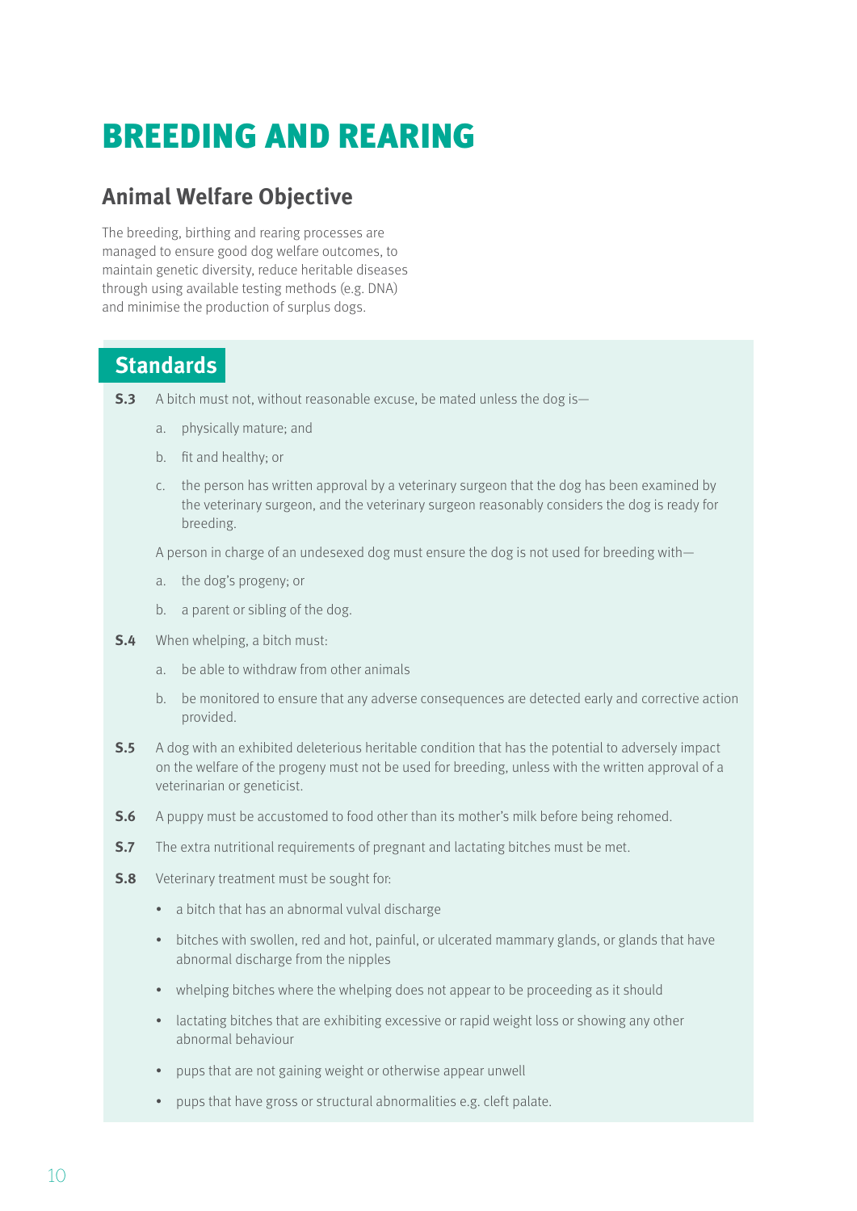# BREEDING AND REARING

## Animal Welfare Objective

The breeding, birthing and rearing processes are managed to ensure good dog welfare outcomes, to maintain genetic diversity, reduce heritable diseases through using available testing methods (e.g. DNA) and minimise the production of surplus dogs.

## Standards

**S.3** A bitch must not, without reasonable excuse, be mated unless the dog is—

a. physically mature; and

b. fit and healthy; or

c. the person has written approval by a veterinary surgeon that the dog has been examined by the veterinary surgeon, and the veterinary surgeon reasonably considers the dog is ready for breeding.

A person in charge of an undesexed dog must ensure the dog is not used for breeding with—

a. the dog's progeny; or

b. a parent or sibling of the dog.

**S.4** When whelping, a bitch must:

a. be able to withdraw from other animals

b. be monitored to ensure that any adverse consequences are detected early and corrective action provided.

**S.5** A dog with an exhibited deleterious heritable condition that has the potential to adversely impact on the welfare of the progeny must not be used for breeding, unless with the written approval of a veterinarian or geneticist.

**S.6** A puppy must be accustomed to food other than its mother's milk before being rehomed.

**S.7** The extra nutritional requirements of pregnant and lactating bitches must be met.

**S.8** Veterinary treatment must be sought for:

- a bitch that has an abnormal vulval discharge
- bitches with swollen, red and hot, painful, or ulcerated mammary glands, or glands that have abnormal discharge from the nipples
- whelping bitches where the whelping does not appear to be proceeding as it should
- lactating bitches that are exhibiting excessive or rapid weight loss or showing any other abnormal behaviour
- pups that are not gaining weight or otherwise appear unwell
- pups that have gross or structural abnormalities e.g. cleft palate.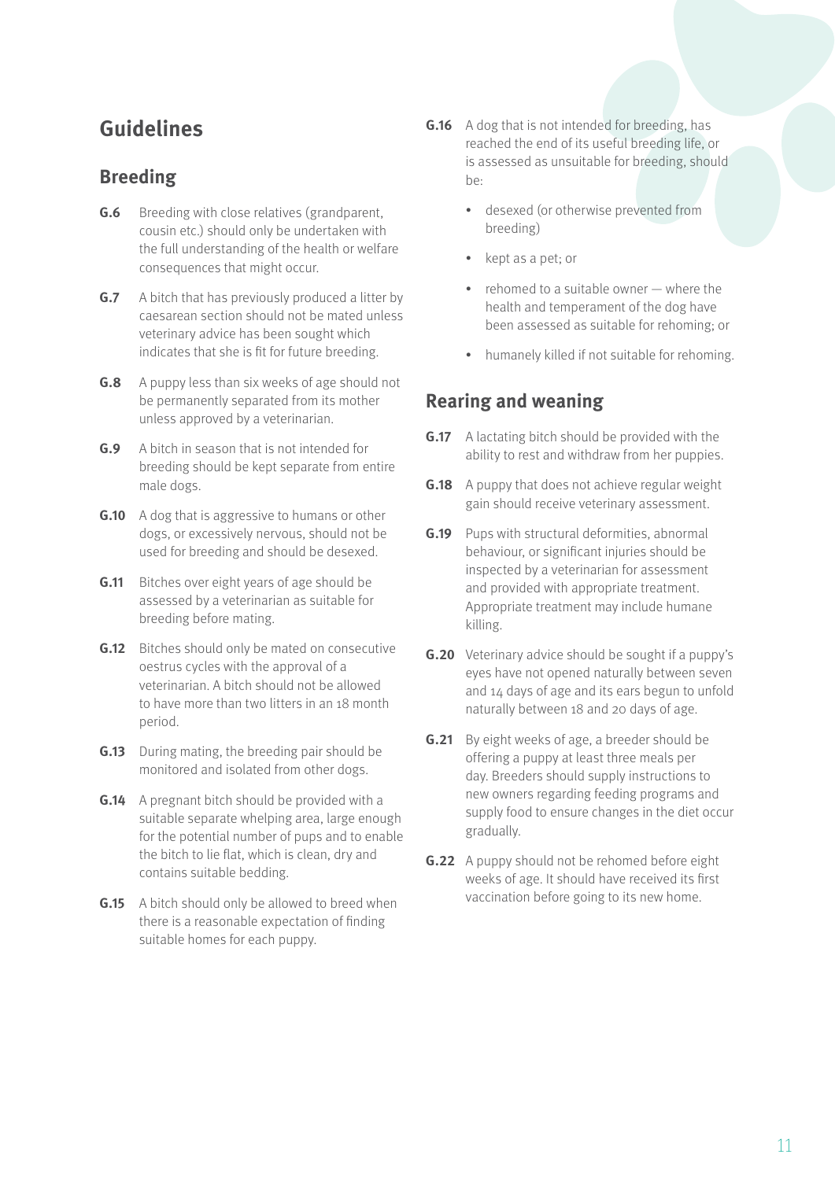## Guidelines

### Breeding

**G.6** Breeding with close relatives (grandparent, cousin etc.) should only be undertaken with the full understanding of the health or welfare consequences that might occur.

**G.7** A bitch that has previously produced a litter by caesarean section should not be mated unless veterinary advice has been sought which indicates that she is fit for future breeding.

**G.8** A puppy less than six weeks of age should not be permanently separated from its mother unless approved by a veterinarian.

**G.9** A bitch in season that is not intended for breeding should be kept separate from entire male dogs.

**G.10** A dog that is aggressive to humans or other dogs, or excessively nervous, should not be used for breeding and should be desexed.

**G.11** Bitches over eight years of age should be assessed by a veterinarian as suitable for breeding before mating.

**G.12** Bitches should only be mated on consecutive oestrus cycles with the approval of a veterinarian. A bitch should not be allowed to have more than two litters in an 18 month period.

**G.13** During mating, the breeding pair should be monitored and isolated from other dogs.

**G.14** A pregnant bitch should be provided with a suitable separate whelping area, large enough for the potential number of pups and to enable the bitch to lie flat, which is clean, dry and contains suitable bedding.

**G.15** A bitch should only be allowed to breed when there is a reasonable expectation of finding suitable homes for each puppy.

**G.16** A dog that is not intended for breeding, has reached the end of its useful breeding life, or is assessed as unsuitable for breeding, should be:

- desexed (or otherwise prevented from breeding)
- kept as a pet; or
- rehomed to a suitable owner — where the health and temperament of the dog have been assessed as suitable for rehoming; or
- humanely killed if not suitable for rehoming.

### Rearing and weaning

**G.17** A lactating bitch should be provided with the ability to rest and withdraw from her puppies.

**G.18** A puppy that does not achieve regular weight gain should receive veterinary assessment.

**G.19** Pups with structural deformities, abnormal behaviour, or significant injuries should be inspected by a veterinarian for assessment and provided with appropriate treatment. Appropriate treatment may include humane killing.

**G.20** Veterinary advice should be sought if a puppy's eyes have not opened naturally between seven and 14 days of age and its ears begun to unfold naturally between 18 and 20 days of age.

**G.21** By eight weeks of age, a breeder should be offering a puppy at least three meals per day. Breeders should supply instructions to new owners regarding feeding programs and supply food to ensure changes in the diet occur gradually.

**G.22** A puppy should not be rehomed before eight weeks of age. It should have received its first vaccination before going to its new home.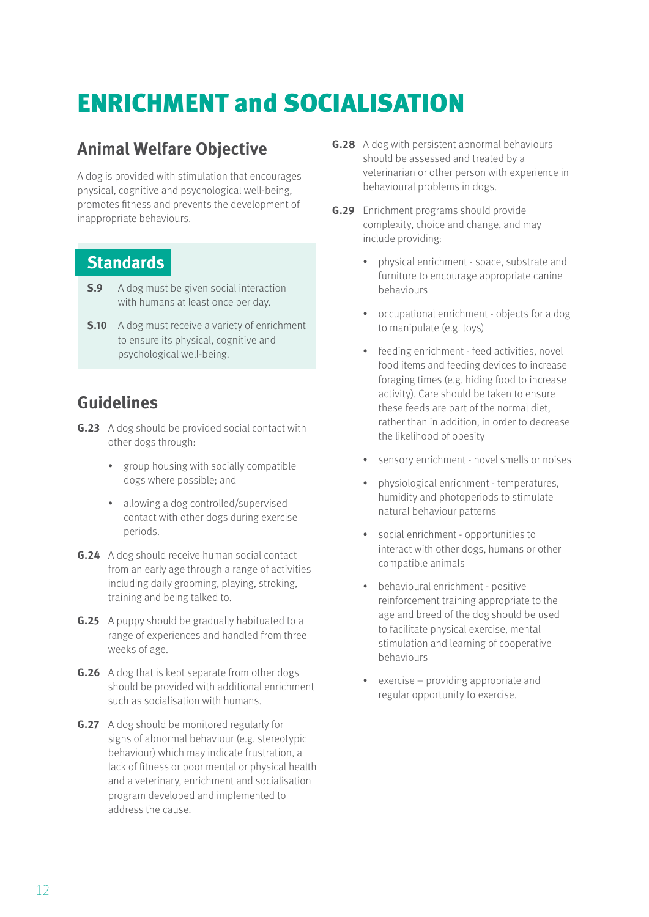# ENRICHMENT and SOCIALISATION

## Animal Welfare Objective

A dog is provided with stimulation that encourages physical, cognitive and psychological well-being, promotes fitness and prevents the development of inappropriate behaviours.

## Standards

**S.9** A dog must be given social interaction with humans at least once per day.

**S.10** A dog must receive a variety of enrichment to ensure its physical, cognitive and psychological well-being.

## Guidelines

**G.23** A dog should be provided social contact with other dogs through:

- group housing with socially compatible dogs where possible; and
- allowing a dog controlled/supervised contact with other dogs during exercise periods.

**G.24** A dog should receive human social contact from an early age through a range of activities including daily grooming, playing, stroking, training and being talked to.

**G.25** A puppy should be gradually habituated to a range of experiences and handled from three weeks of age.

**G.26** A dog that is kept separate from other dogs should be provided with additional enrichment such as socialisation with humans.

**G.27** A dog should be monitored regularly for signs of abnormal behaviour (e.g. stereotypic behaviour) which may indicate frustration, a lack of fitness or poor mental or physical health and a veterinary, enrichment and socialisation program developed and implemented to address the cause.

**G.28** A dog with persistent abnormal behaviours should be assessed and treated by a veterinarian or other person with experience in behavioural problems in dogs.

**G.29** Enrichment programs should provide complexity, choice and change, and may include providing:

- physical enrichment - space, substrate and furniture to encourage appropriate canine behaviours
- occupational enrichment - objects for a dog to manipulate (e.g. toys)
- feeding enrichment - feed activities, novel food items and feeding devices to increase foraging times (e.g. hiding food to increase activity). Care should be taken to ensure these feeds are part of the normal diet, rather than in addition, in order to decrease the likelihood of obesity
- sensory enrichment - novel smells or noises
- physiological enrichment - temperatures, humidity and photoperiods to stimulate natural behaviour patterns
- social enrichment - opportunities to interact with other dogs, humans or other compatible animals
- behavioural enrichment - positive reinforcement training appropriate to the age and breed of the dog should be used to facilitate physical exercise, mental stimulation and learning of cooperative behaviours
- exercise – providing appropriate and regular opportunity to exercise.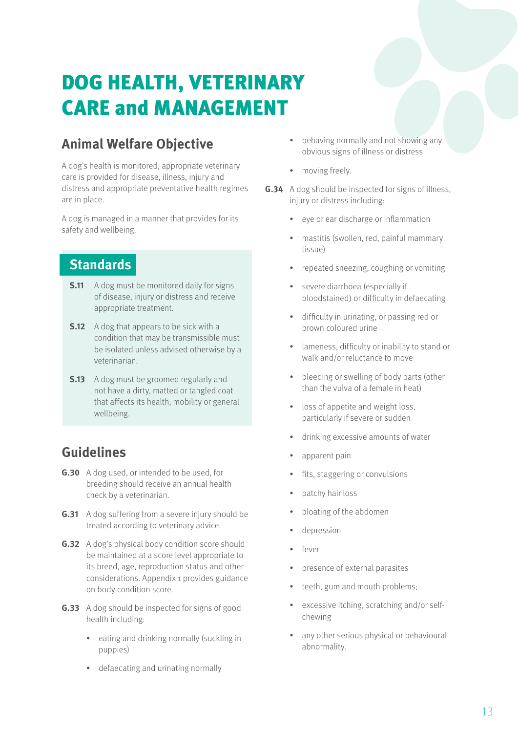# DOG HEALTH, VETERINARY CARE and MANAGEMENT

## Animal Welfare Objective

A dog's health is monitored, appropriate veterinary care is provided for disease, illness, injury and distress and appropriate preventative health regimes are in place.

A dog is managed in a manner that provides for its safety and wellbeing.

## Standards

**S.11** A dog must be monitored daily for signs of disease, injury or distress and receive appropriate treatment.

**S.12** A dog that appears to be sick with a condition that may be transmissible must be isolated unless advised otherwise by a veterinarian.

**S.13** A dog must be groomed regularly and not have a dirty, matted or tangled coat that affects its health, mobility or general wellbeing.

## Guidelines

**G.30** A dog used, or intended to be used, for breeding should receive an annual health check by a veterinarian.

**G.31** A dog suffering from a severe injury should be treated according to veterinary advice.

**G.32** A dog's physical body condition score should be maintained at a score level appropriate to its breed, age, reproduction status and other considerations. Appendix 1 provides guidance on body condition score.

**G.33** A dog should be inspected for signs of good health including:

- eating and drinking normally (suckling in puppies)
- defaecating and urinating normally
- behaving normally and not showing any obvious signs of illness or distress
- moving freely.

**G.34** A dog should be inspected for signs of illness, injury or distress including:

- eye or ear discharge or inflammation
- mastitis (swollen, red, painful mammary tissue)
- repeated sneezing, coughing or vomiting
- severe diarrhoea (especially if bloodstained) or difficulty in defaecating
- difficulty in urinating, or passing red or brown coloured urine
- lameness, difficulty or inability to stand or walk and/or reluctance to move
- bleeding or swelling of body parts (other than the vulva of a female in heat)
- loss of appetite and weight loss, particularly if severe or sudden
- drinking excessive amounts of water
- apparent pain
- fits, staggering or convulsions
- patchy hair loss
- bloating of the abdomen
- depression
- fever
- presence of external parasites
- teeth, gum and mouth problems;
- excessive itching, scratching and/or self-chewing
- any other serious physical or behavioural abnormality.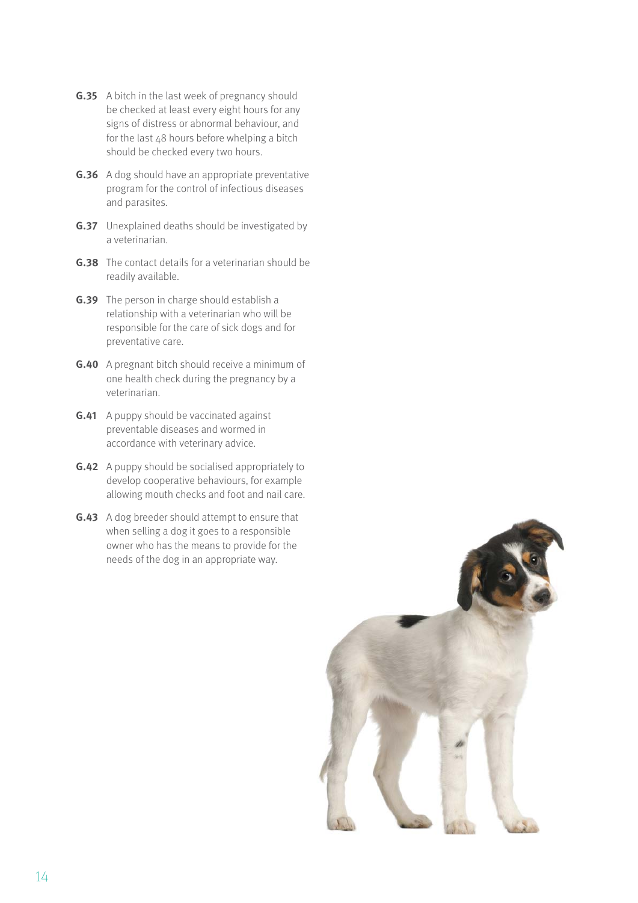**G.35** A bitch in the last week of pregnancy should be checked at least every eight hours for any signs of distress or abnormal behaviour, and for the last 48 hours before whelping a bitch should be checked every two hours.

**G.36** A dog should have an appropriate preventative program for the control of infectious diseases and parasites.

**G.37** Unexplained deaths should be investigated by a veterinarian.

**G.38** The contact details for a veterinarian should be readily available.

**G.39** The person in charge should establish a relationship with a veterinarian who will be responsible for the care of sick dogs and for preventative care.

**G.40** A pregnant bitch should receive a minimum of one health check during the pregnancy by a veterinarian.

**G.41** A puppy should be vaccinated against preventable diseases and wormed in accordance with veterinary advice.

**G.42** A puppy should be socialised appropriately to develop cooperative behaviours, for example allowing mouth checks and foot and nail care.

**G.43** A dog breeder should attempt to ensure that when selling a dog it goes to a responsible owner who has the means to provide for the needs of the dog in an appropriate way.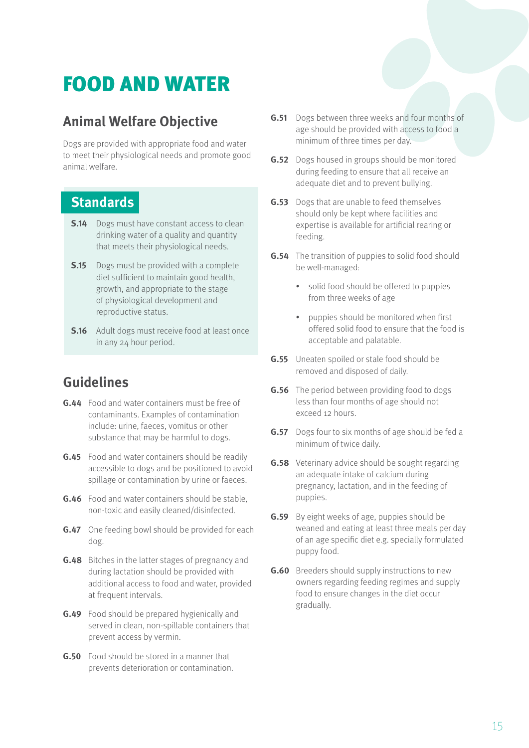# FOOD AND WATER

## Animal Welfare Objective

Dogs are provided with appropriate food and water to meet their physiological needs and promote good animal welfare.

## Standards

**S.14** Dogs must have constant access to clean drinking water of a quality and quantity that meets their physiological needs.

**S.15** Dogs must be provided with a complete diet sufficient to maintain good health, growth, and appropriate to the stage of physiological development and reproductive status.

**S.16** Adult dogs must receive food at least once in any 24 hour period.

## Guidelines

**G.44** Food and water containers must be free of contaminants. Examples of contamination include: urine, faeces, vomitus or other substance that may be harmful to dogs.

**G.45** Food and water containers should be readily accessible to dogs and be positioned to avoid spillage or contamination by urine or faeces.

**G.46** Food and water containers should be stable, non-toxic and easily cleaned/disinfected.

**G.47** One feeding bowl should be provided for each dog.

**G.48** Bitches in the latter stages of pregnancy and during lactation should be provided with additional access to food and water, provided at frequent intervals.

**G.49** Food should be prepared hygienically and served in clean, non-spillable containers that prevent access by vermin.

**G.50** Food should be stored in a manner that prevents deterioration or contamination.

**G.51** Dogs between three weeks and four months of age should be provided with access to food a minimum of three times per day.

**G.52** Dogs housed in groups should be monitored during feeding to ensure that all receive an adequate diet and to prevent bullying.

**G.53** Dogs that are unable to feed themselves should only be kept where facilities and expertise is available for artificial rearing or feeding.

**G.54** The transition of puppies to solid food should be well-managed:

- solid food should be offered to puppies from three weeks of age
- puppies should be monitored when first offered solid food to ensure that the food is acceptable and palatable.

**G.55** Uneaten spoiled or stale food should be removed and disposed of daily.

**G.56** The period between providing food to dogs less than four months of age should not exceed 12 hours.

**G.57** Dogs four to six months of age should be fed a minimum of twice daily.

**G.58** Veterinary advice should be sought regarding an adequate intake of calcium during pregnancy, lactation, and in the feeding of puppies.

**G.59** By eight weeks of age, puppies should be weaned and eating at least three meals per day of an age specific diet e.g. specially formulated puppy food.

**G.60** Breeders should supply instructions to new owners regarding feeding regimes and supply food to ensure changes in the diet occur gradually.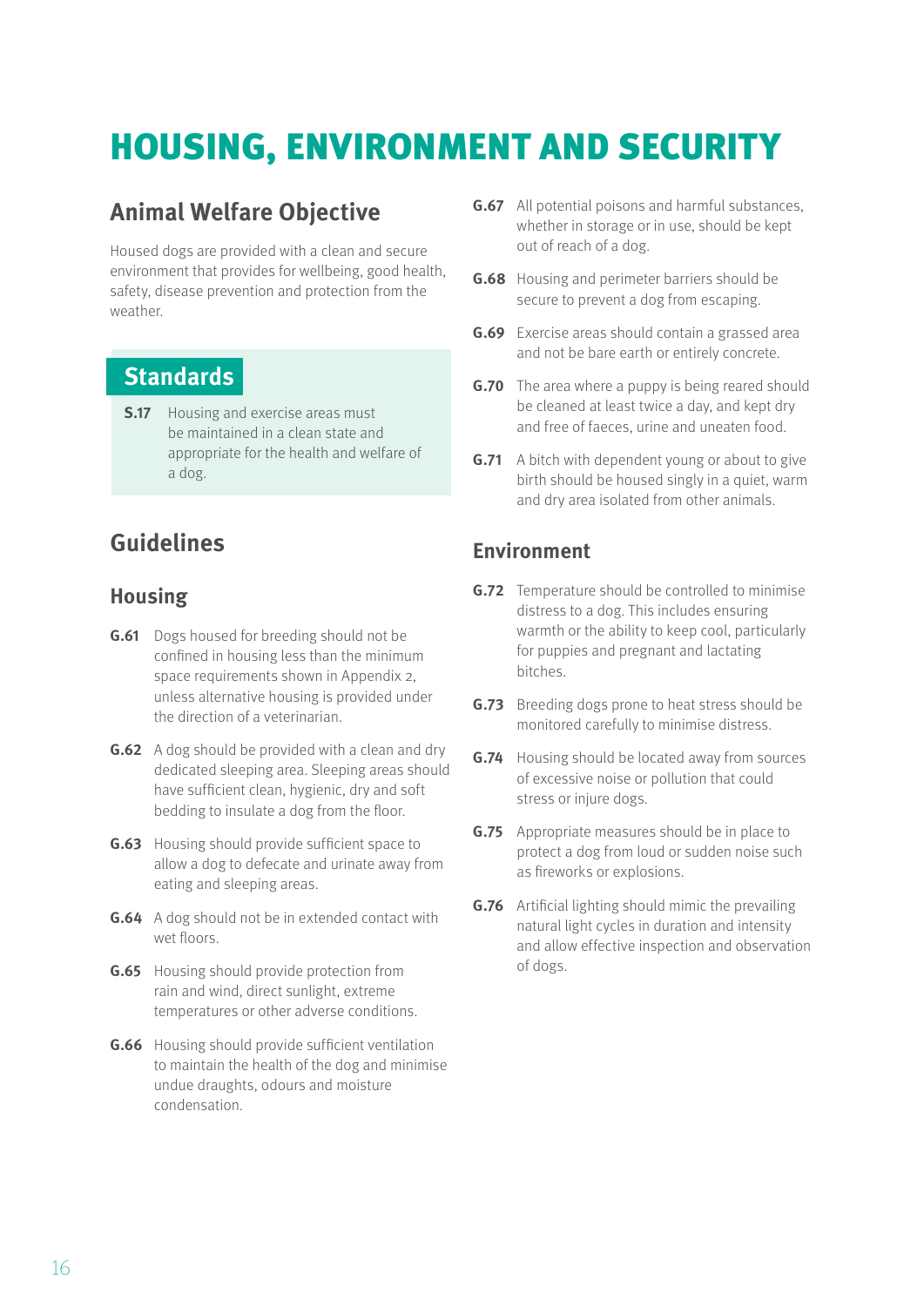# HOUSING, ENVIRONMENT AND SECURITY

## Animal Welfare Objective

Housed dogs are provided with a clean and secure environment that provides for wellbeing, good health, safety, disease prevention and protection from the weather.

## Standards

**S.17** Housing and exercise areas must be maintained in a clean state and appropriate for the health and welfare of a dog.

## Guidelines

### Housing

**G.61** Dogs housed for breeding should not be confined in housing less than the minimum space requirements shown in Appendix 2, unless alternative housing is provided under the direction of a veterinarian.

**G.62** A dog should be provided with a clean and dry dedicated sleeping area. Sleeping areas should have sufficient clean, hygienic, dry and soft bedding to insulate a dog from the floor.

**G.63** Housing should provide sufficient space to allow a dog to defecate and urinate away from eating and sleeping areas.

**G.64** A dog should not be in extended contact with wet floors.

**G.65** Housing should provide protection from rain and wind, direct sunlight, extreme temperatures or other adverse conditions.

**G.66** Housing should provide sufficient ventilation to maintain the health of the dog and minimise undue draughts, odours and moisture condensation.

**G.67** All potential poisons and harmful substances, whether in storage or in use, should be kept out of reach of a dog.

**G.68** Housing and perimeter barriers should be secure to prevent a dog from escaping.

**G.69** Exercise areas should contain a grassed area and not be bare earth or entirely concrete.

**G.70** The area where a puppy is being reared should be cleaned at least twice a day, and kept dry and free of faeces, urine and uneaten food.

**G.71** A bitch with dependent young or about to give birth should be housed singly in a quiet, warm and dry area isolated from other animals.

### Environment

**G.72** Temperature should be controlled to minimise distress to a dog. This includes ensuring warmth or the ability to keep cool, particularly for puppies and pregnant and lactating bitches.

**G.73** Breeding dogs prone to heat stress should be monitored carefully to minimise distress.

**G.74** Housing should be located away from sources of excessive noise or pollution that could stress or injure dogs.

**G.75** Appropriate measures should be in place to protect a dog from loud or sudden noise such as fireworks or explosions.

**G.76** Artificial lighting should mimic the prevailing natural light cycles in duration and intensity and allow effective inspection and observation of dogs.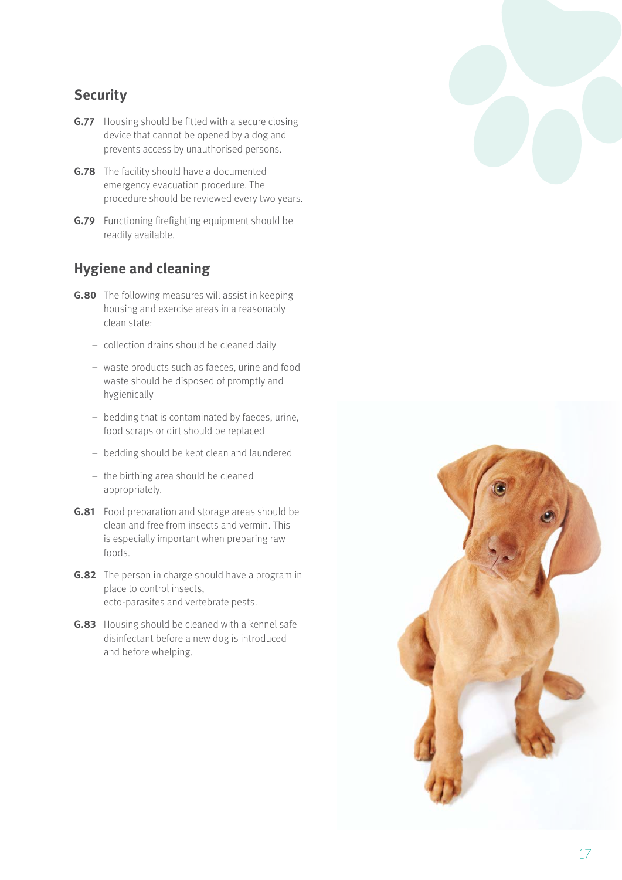## Security

**G.77** Housing should be fitted with a secure closing device that cannot be opened by a dog and prevents access by unauthorised persons.

**G.78** The facility should have a documented emergency evacuation procedure. The procedure should be reviewed every two years.

**G.79** Functioning firefighting equipment should be readily available.

## Hygiene and cleaning

**G.80** The following measures will assist in keeping housing and exercise areas in a reasonably clean state:

- collection drains should be cleaned daily
- waste products such as faeces, urine and food waste should be disposed of promptly and hygienically
- bedding that is contaminated by faeces, urine, food scraps or dirt should be replaced
- bedding should be kept clean and laundered
- the birthing area should be cleaned appropriately.

**G.81** Food preparation and storage areas should be clean and free from insects and vermin. This is especially important when preparing raw foods.

**G.82** The person in charge should have a program in place to control insects, ecto-parasites and vertebrate pests.

**G.83** Housing should be cleaned with a kennel safe disinfectant before a new dog is introduced and before whelping.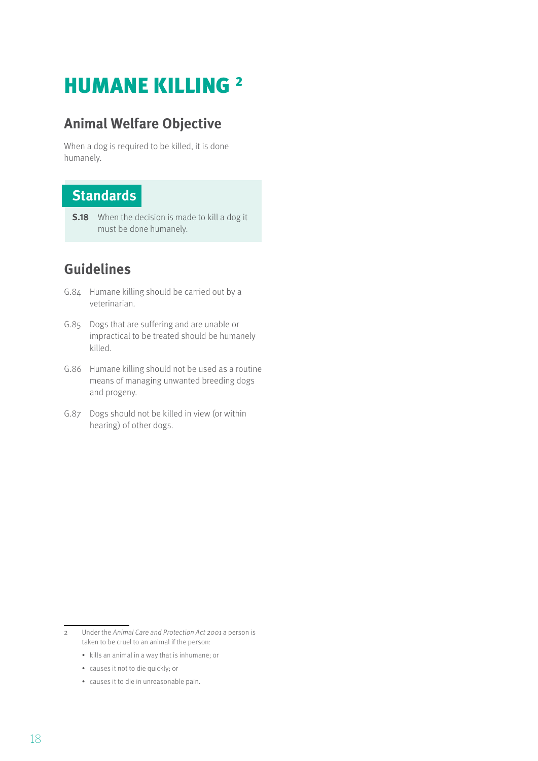# HUMANE KILLING [2]

## Animal Welfare Objective

When a dog is required to be killed, it is done humanely.

## Standards

**S.18** When the decision is made to kill a dog it must be done humanely.

## Guidelines

G.84 Humane killing should be carried out by a veterinarian.

G.85 Dogs that are suffering and are unable or impractical to be treated should be humanely killed.

G.86 Humane killing should not be used as a routine means of managing unwanted breeding dogs and progeny.

G.87 Dogs should not be killed in view (or within hearing) of other dogs.

---

2 Under the *Animal Care and Protection Act 2001* a person is taken to be cruel to an animal if the person:

- kills an animal in a way that is inhumane; or
- causes it not to die quickly; or
- causes it to die in unreasonable pain.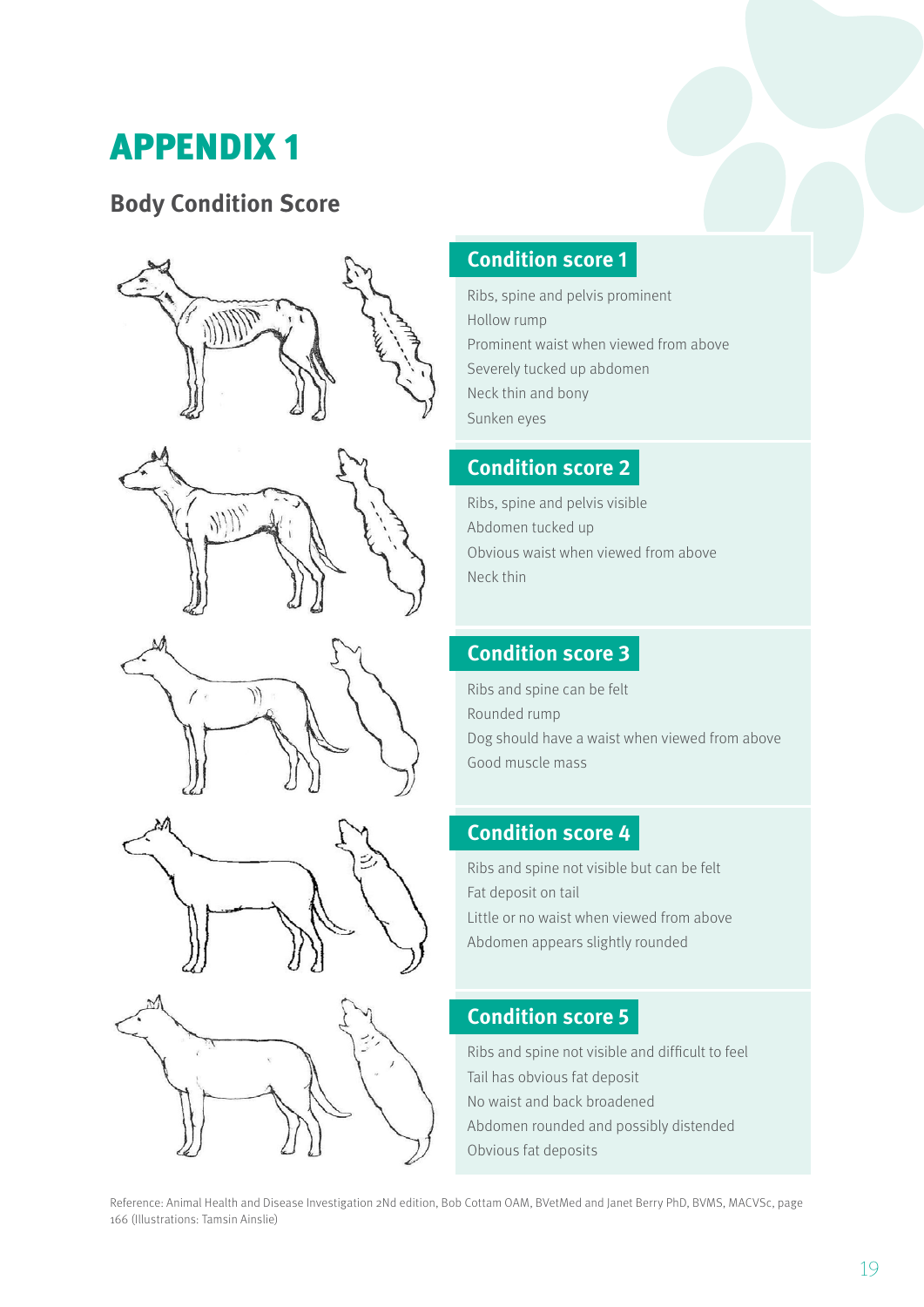# APPENDIX 1

## Body Condition Score

### Condition score 1

Ribs, spine and pelvis prominent
Hollow rump
Prominent waist when viewed from above
Severely tucked up abdomen
Neck thin and bony
Sunken eyes

### Condition score 2

Ribs, spine and pelvis visible
Abdomen tucked up
Obvious waist when viewed from above
Neck thin

### Condition score 3

Ribs and spine can be felt
Rounded rump
Dog should have a waist when viewed from above
Good muscle mass

### Condition score 4

Ribs and spine not visible but can be felt
Fat deposit on tail
Little or no waist when viewed from above
Abdomen appears slightly rounded

### Condition score 5

Ribs and spine not visible and difficult to feel
Tail has obvious fat deposit
No waist and back broadened
Abdomen rounded and possibly distended
Obvious fat deposits

Reference: Animal Health and Disease Investigation 2Nd edition, Bob Cottam OAM, BVetMed and Janet Berry PhD, BVMS, MACVSc, page 166 (Illustrations: Tamsin Ainslie)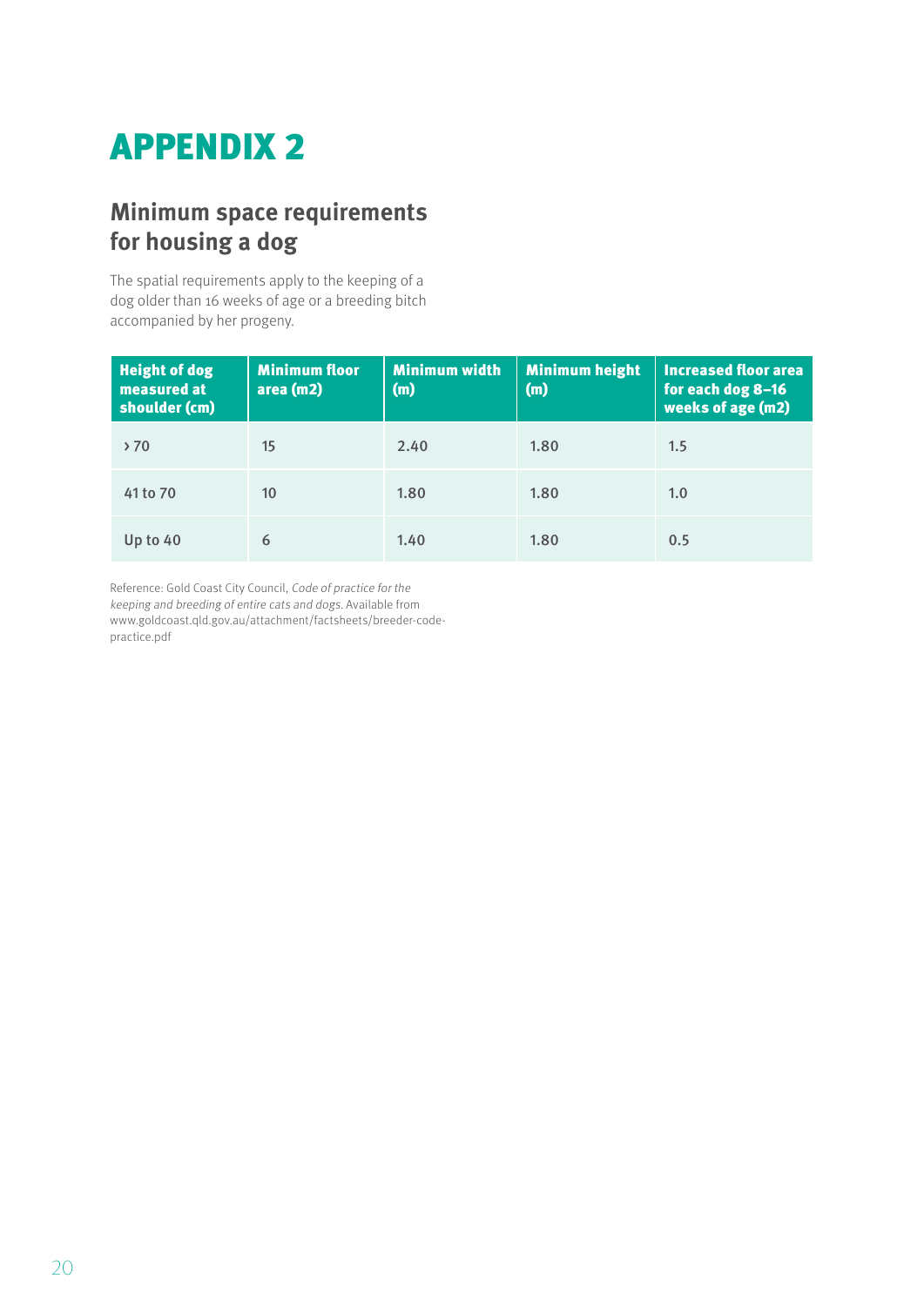# APPENDIX 2

## Minimum space requirements for housing a dog

The spatial requirements apply to the keeping of a dog older than 16 weeks of age or a breeding bitch accompanied by her progeny.

| Height of dog measured at shoulder (cm) | Minimum floor area (m2) | Minimum width (m) | Minimum height (m) | Increased floor area for each dog 8–16 weeks of age (m2) |
|---|---|---|---|---|
| › 70 | 15 | 2.40 | 1.80 | 1.5 |
| 41 to 70 | 10 | 1.80 | 1.80 | 1.0 |
| Up to 40 | 6 | 1.40 | 1.80 | 0.5 |

Reference: Gold Coast City Council, *Code of practice for the keeping and breeding of entire cats and dogs*. Available from www.goldcoast.qld.gov.au/attachment/factsheets/breeder-code-practice.pdf